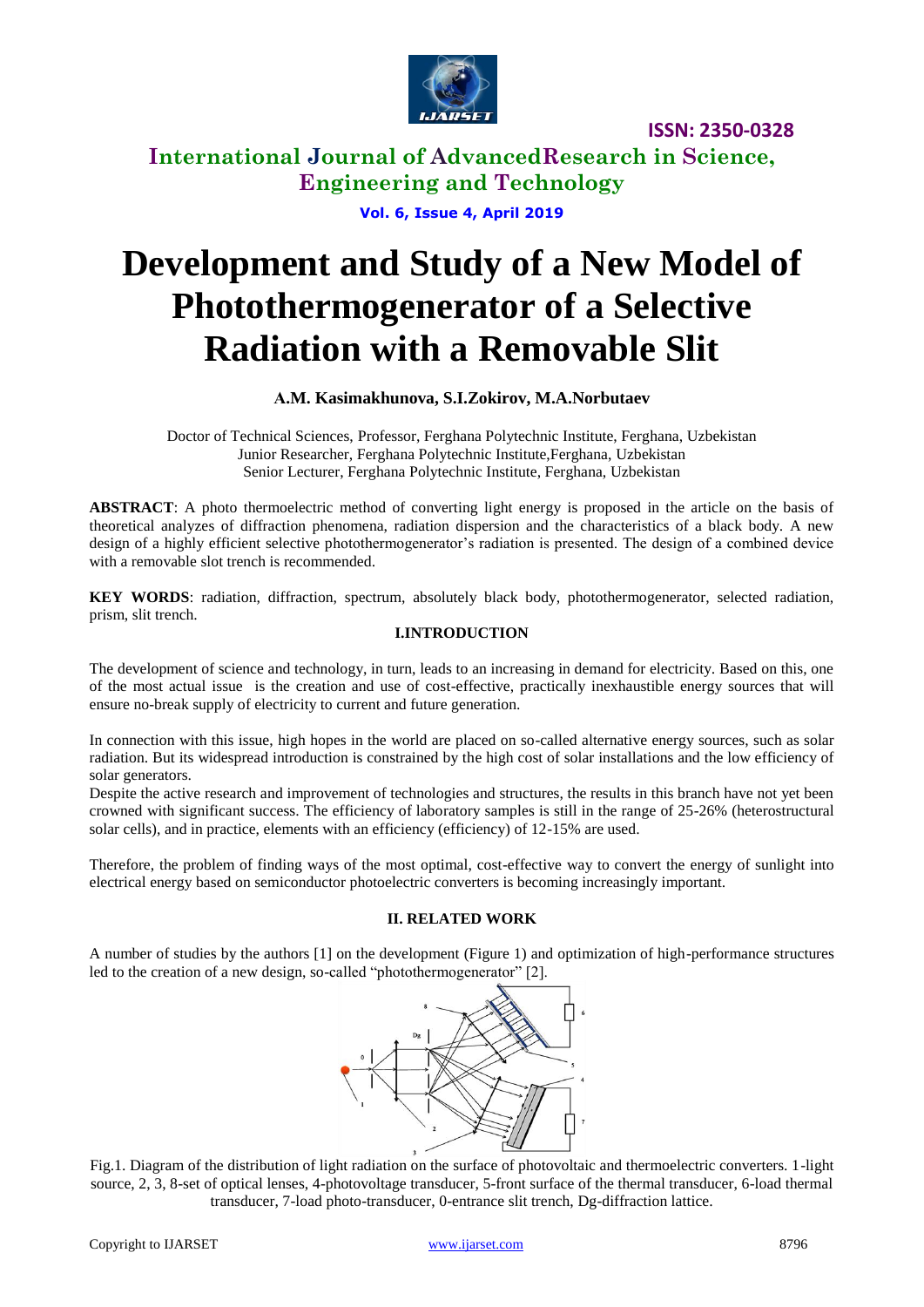# Development and Study of a New Model of Photothermogenerator of a Selective Radiation with a Removable Slit

**A.M. Kasimakhunova, S.I.Zokirov, M.A.Norbutaev**

Doctor of Technical Sciences, Professor, Ferghana Polytechnic Institute, Ferghana, Uzbekistan
Junior Researcher, Ferghana Polytechnic Institute,Ferghana, Uzbekistan
Senior Lecturer, Ferghana Polytechnic Institute, Ferghana, Uzbekistan

**ABSTRACT**: A photo thermoelectric method of converting light energy is proposed in the article on the basis of theoretical analyzes of diffraction phenomena, radiation dispersion and the characteristics of a black body. A new design of a highly efficient selective photothermogenerator's radiation is presented. The design of a combined device with a removable slot trench is recommended.

**KEY WORDS**: radiation, diffraction, spectrum, absolutely black body, photothermogenerator, selected radiation, prism, slit trench.

## I.INTRODUCTION

The development of science and technology, in turn, leads to an increasing in demand for electricity. Based on this, one of the most actual issue is the creation and use of cost-effective, practically inexhaustible energy sources that will ensure no-break supply of electricity to current and future generation.

In connection with this issue, high hopes in the world are placed on so-called alternative energy sources, such as solar radiation. But its widespread introduction is constrained by the high cost of solar installations and the low efficiency of solar generators.

Despite the active research and improvement of technologies and structures, the results in this branch have not yet been crowned with significant success. The efficiency of laboratory samples is still in the range of 25-26% (heterostructural solar cells), and in practice, elements with an efficiency (efficiency) of 12-15% are used.

Therefore, the problem of finding ways of the most optimal, cost-effective way to convert the energy of sunlight into electrical energy based on semiconductor photoelectric converters is becoming increasingly important.

## II. RELATED WORK

A number of studies by the authors [1] on the development (Figure 1) and optimization of high-performance structures led to the creation of a new design, so-called "photothermogenerator" [2].

Fig.1. Diagram of the distribution of light radiation on the surface of photovoltaic and thermoelectric converters. 1-light source, 2, 3, 8-set of optical lenses, 4-photovoltage transducer, 5-front surface of the thermal transducer, 6-load thermal transducer, 7-load photo-transducer, 0-entrance slit trench, Dg-diffraction lattice.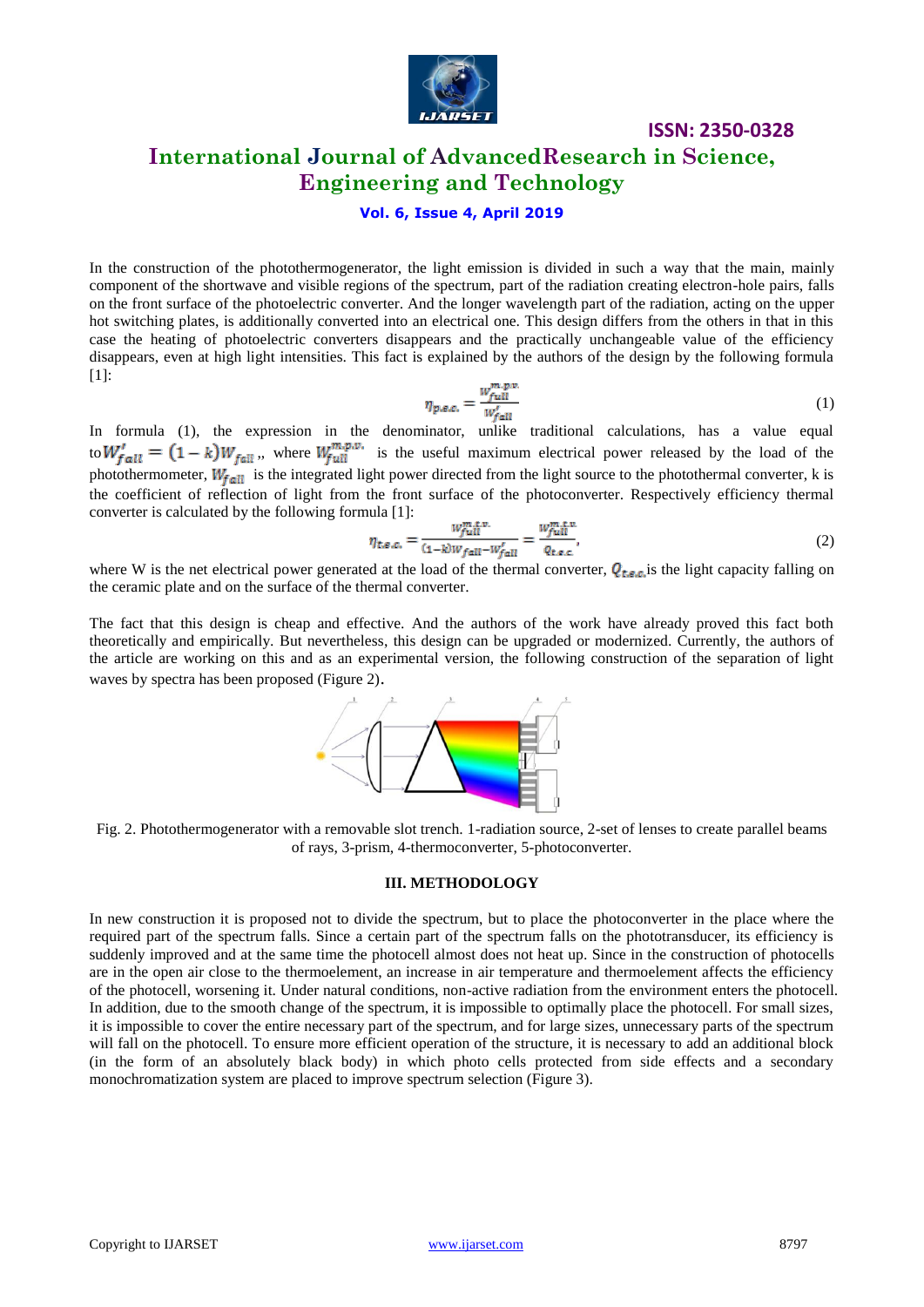In the construction of the photothermogenerator, the light emission is divided in such a way that the main, mainly component of the shortwave and visible regions of the spectrum, part of the radiation creating electron-hole pairs, falls on the front surface of the photoelectric converter. And the longer wavelength part of the radiation, acting on the upper hot switching plates, is additionally converted into an electrical one. This design differs from the others in that in this case the heating of photoelectric converters disappears and the practically unchangeable value of the efficiency disappears, even at high light intensities. This fact is explained by the authors of the design by the following formula [1]:

$$\eta_{p.e.c.} = \frac{W_{full}^{m.p.v.}}{W_{fall}'} \tag{1}$$

In formula (1), the expression in the denominator, unlike traditional calculations, has a value equal to $W_{fall}' = (1-k)W_{fall}$,, where $W_{full}^{m.p.v.}$ is the useful maximum electrical power released by the load of the photothermometer, $W_{fall}$ is the integrated light power directed from the light source to the photothermal converter, k is the coefficient of reflection of light from the front surface of the photoconverter. Respectively efficiency thermal converter is calculated by the following formula [1]:

$$\eta_{t.e.c.} = \frac{W_{full}^{m.t.v.}}{(1-k)W_{fall} - W_{fall}'} = \frac{W_{full}^{m.t.v.}}{Q_{t.e.c.}}, \tag{2}$$

where W is the net electrical power generated at the load of the thermal converter, $Q_{t.e.c.}$ is the light capacity falling on the ceramic plate and on the surface of the thermal converter.

The fact that this design is cheap and effective. And the authors of the work have already proved this fact both theoretically and empirically. But nevertheless, this design can be upgraded or modernized. Currently, the authors of the article are working on this and as an experimental version, the following construction of the separation of light waves by spectra has been proposed (Figure 2).

Fig. 2. Photothermogenerator with a removable slot trench. 1-radiation source, 2-set of lenses to create parallel beams of rays, 3-prism, 4-thermoconverter, 5-photoconverter.

### III. METHODOLOGY

In new construction it is proposed not to divide the spectrum, but to place the photoconverter in the place where the required part of the spectrum falls. Since a certain part of the spectrum falls on the phototransducer, its efficiency is suddenly improved and at the same time the photocell almost does not heat up. Since in the construction of photocells are in the open air close to the thermoelement, an increase in air temperature and thermoelement affects the efficiency of the photocell, worsening it. Under natural conditions, non-active radiation from the environment enters the photocell. In addition, due to the smooth change of the spectrum, it is impossible to optimally place the photocell. For small sizes, it is impossible to cover the entire necessary part of the spectrum, and for large sizes, unnecessary parts of the spectrum will fall on the photocell. To ensure more efficient operation of the structure, it is necessary to add an additional block (in the form of an absolutely black body) in which photo cells protected from side effects and a secondary monochromatization system are placed to improve spectrum selection (Figure 3).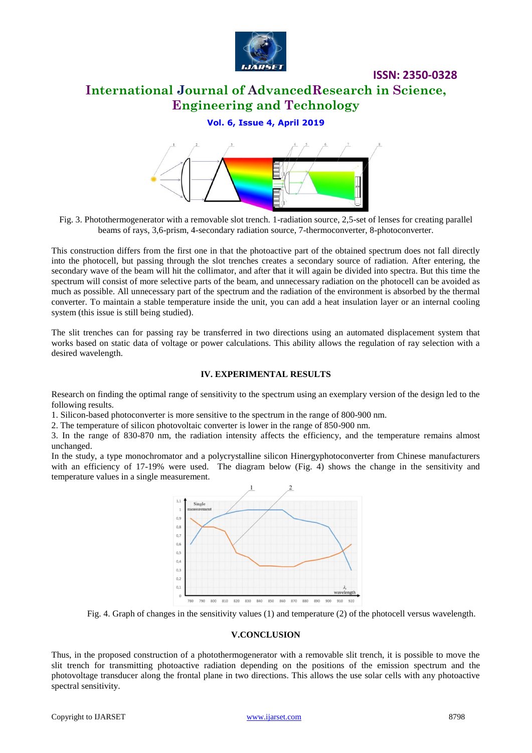Fig. 3. Photothermogenerator with a removable slot trench. 1-radiation source, 2,5-set of lenses for creating parallel beams of rays, 3,6-prism, 4-secondary radiation source, 7-thermoconverter, 8-photoconverter.

This construction differs from the first one in that the photoactive part of the obtained spectrum does not fall directly into the photocell, but passing through the slot trenches creates a secondary source of radiation. After entering, the secondary wave of the beam will hit the collimator, and after that it will again be divided into spectra. But this time the spectrum will consist of more selective parts of the beam, and unnecessary radiation on the photocell can be avoided as much as possible. All unnecessary part of the spectrum and the radiation of the environment is absorbed by the thermal converter. To maintain a stable temperature inside the unit, you can add a heat insulation layer or an internal cooling system (this issue is still being studied).

The slit trenches can for passing ray be transferred in two directions using an automated displacement system that works based on static data of voltage or power calculations. This ability allows the regulation of ray selection with a desired wavelength.

## IV. EXPERIMENTAL RESULTS

Research on finding the optimal range of sensitivity to the spectrum using an exemplary version of the design led to the following results.

1. Silicon-based photoconverter is more sensitive to the spectrum in the range of 800-900 nm.
2. The temperature of silicon photovoltaic converter is lower in the range of 850-900 nm.
3. In the range of 830-870 nm, the radiation intensity affects the efficiency, and the temperature remains almost unchanged.

In the study, a type monochromator and a polycrystalline silicon Hinergyphotoconverter from Chinese manufacturers with an efficiency of 17-19% were used. The diagram below (Fig. 4) shows the change in the sensitivity and temperature values in a single measurement.

Fig. 4. Graph of changes in the sensitivity values (1) and temperature (2) of the photocell versus wavelength.

## V.CONCLUSION

Thus, in the proposed construction of a photothermogenerator with a removable slit trench, it is possible to move the slit trench for transmitting photoactive radiation depending on the positions of the emission spectrum and the photovoltage transducer along the frontal plane in two directions. This allows the use solar cells with any photoactive spectral sensitivity.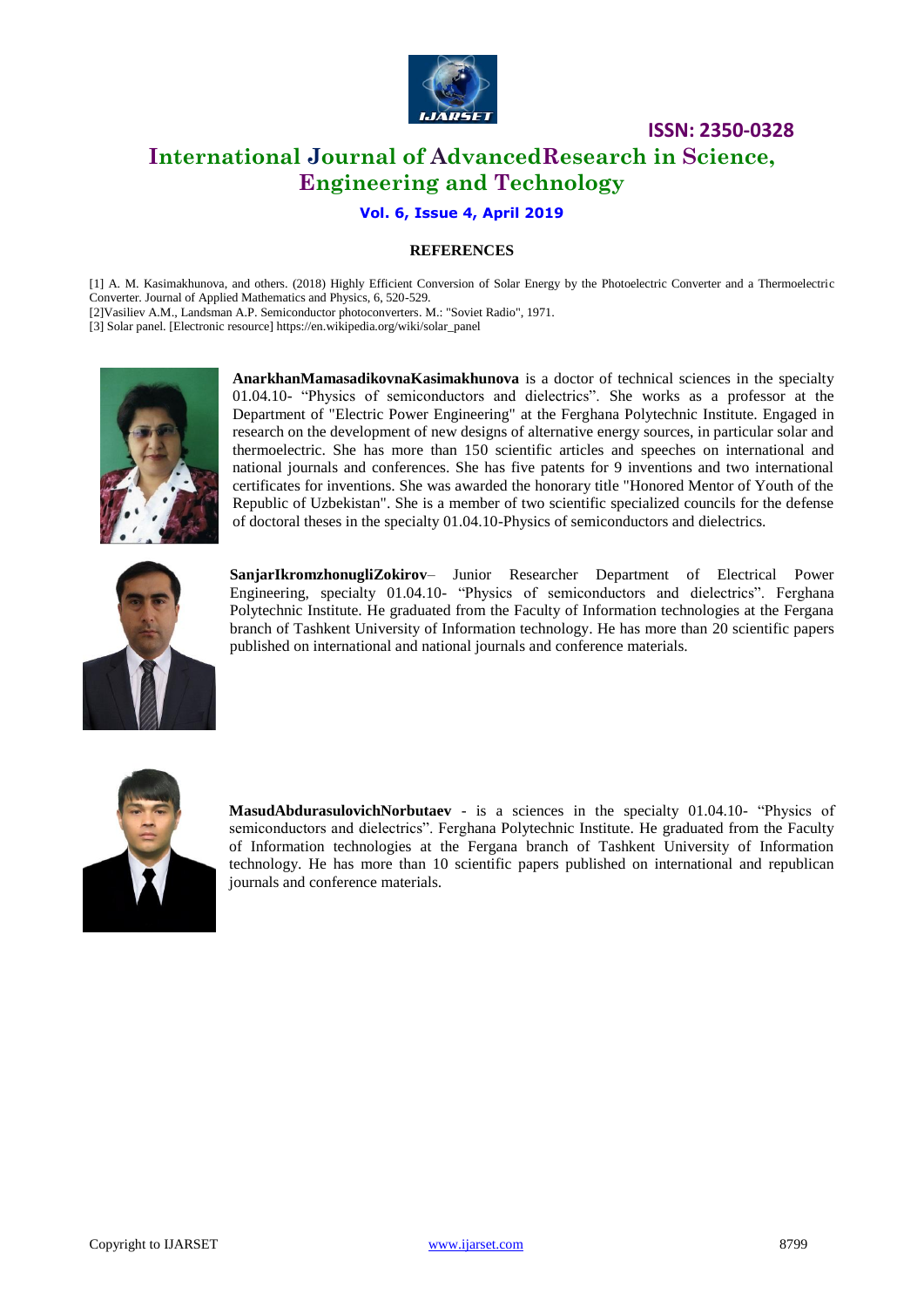**REFERENCES**

[1] A. M. Kasimakhunova, and others. (2018) Highly Efficient Conversion of Solar Energy by the Photoelectric Converter and a Thermoelectric Converter. Journal of Applied Mathematics and Physics, 6, 520-529.
[2]Vasiliev A.M., Landsman A.P. Semiconductor photoconverters. M.: "Soviet Radio", 1971.
[3] Solar panel. [Electronic resource] https://en.wikipedia.org/wiki/solar_panel

**AnarkhanMamasadikovnaKasimakhunova** is a doctor of technical sciences in the specialty 01.04.10- "Physics of semiconductors and dielectrics". She works as a professor at the Department of "Electric Power Engineering" at the Ferghana Polytechnic Institute. Engaged in research on the development of new designs of alternative energy sources, in particular solar and thermoelectric. She has more than 150 scientific articles and speeches on international and national journals and conferences. She has five patents for 9 inventions and two international certificates for inventions. She was awarded the honorary title "Honored Mentor of Youth of the Republic of Uzbekistan". She is a member of two scientific specialized councils for the defense of doctoral theses in the specialty 01.04.10-Physics of semiconductors and dielectrics.

**SanjarIkromzhonugliZokirov**– Junior Researcher Department of Electrical Power Engineering, specialty 01.04.10- "Physics of semiconductors and dielectrics". Ferghana Polytechnic Institute. He graduated from the Faculty of Information technologies at the Fergana branch of Tashkent University of Information technology. He has more than 20 scientific papers published on international and national journals and conference materials.

**MasudAbdurasulovichNorbutaev** - is a sciences in the specialty 01.04.10- "Physics of semiconductors and dielectrics". Ferghana Polytechnic Institute. He graduated from the Faculty of Information technologies at the Fergana branch of Tashkent University of Information technology. He has more than 10 scientific papers published on international and republican journals and conference materials.